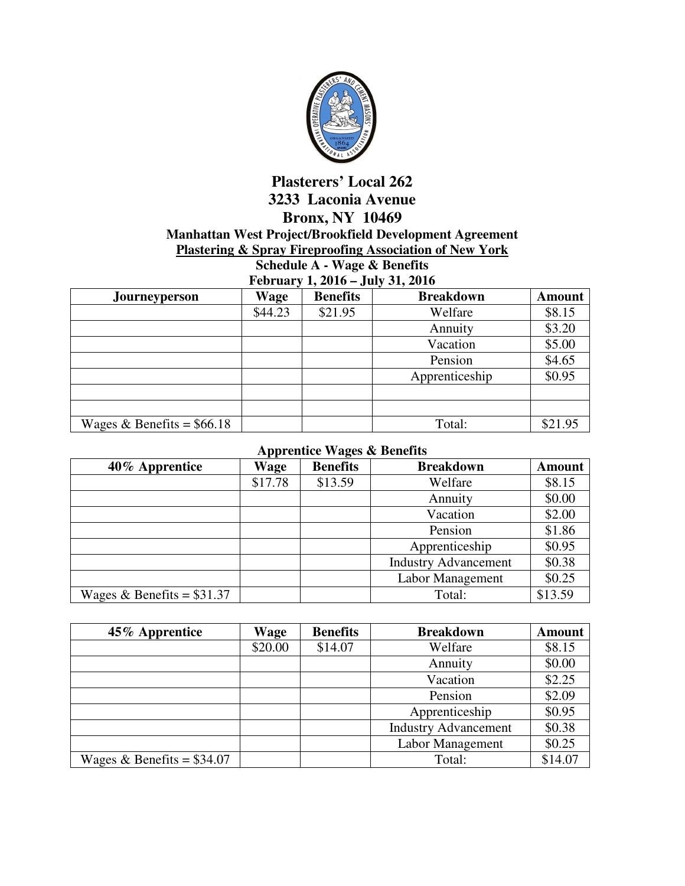# Plasterers' Local 262

## 3233 Laconia Avenue

## Bronx, NY 10469

### Manhattan West Project/Brookfield Development Agreement

### Plastering & Spray Fireproofing Association of New York

### Schedule A - Wage & Benefits

### February 1, 2016 – July 31, 2016

| Journeyperson | Wage | Benefits | Breakdown | Amount |
|---|---|---|---|---|
| | $44.23 | $21.95 | Welfare | $8.15 |
| | | | Annuity | $3.20 |
| | | | Vacation | $5.00 |
| | | | Pension | $4.65 |
| | | | Apprenticeship | $0.95 |
| | | | | |
| | | | | |
| Wages & Benefits = $66.18 | | | Total: | $21.95 |

### Apprentice Wages & Benefits

| 40% Apprentice | Wage | Benefits | Breakdown | Amount |
|---|---|---|---|---|
| | $17.78 | $13.59 | Welfare | $8.15 |
| | | | Annuity | $0.00 |
| | | | Vacation | $2.00 |
| | | | Pension | $1.86 |
| | | | Apprenticeship | $0.95 |
| | | | Industry Advancement | $0.38 |
| | | | Labor Management | $0.25 |
| Wages & Benefits = $31.37 | | | Total: | $13.59 |

| 45% Apprentice | Wage | Benefits | Breakdown | Amount |
|---|---|---|---|---|
| | $20.00 | $14.07 | Welfare | $8.15 |
| | | | Annuity | $0.00 |
| | | | Vacation | $2.25 |
| | | | Pension | $2.09 |
| | | | Apprenticeship | $0.95 |
| | | | Industry Advancement | $0.38 |
| | | | Labor Management | $0.25 |
| Wages & Benefits = $34.07 | | | Total: | $14.07 |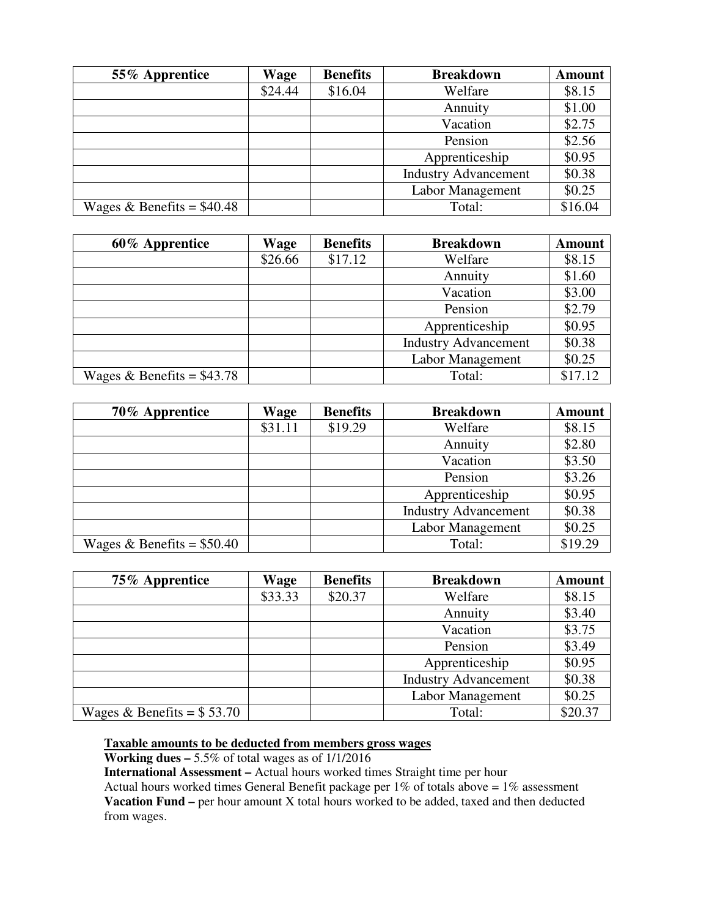| 55% Apprentice | Wage | Benefits | Breakdown | Amount |
|---|---|---|---|---|
| | $24.44 | $16.04 | Welfare | $8.15 |
| | | | Annuity | $1.00 |
| | | | Vacation | $2.75 |
| | | | Pension | $2.56 |
| | | | Apprenticeship | $0.95 |
| | | | Industry Advancement | $0.38 |
| | | | Labor Management | $0.25 |
| Wages & Benefits = $40.48 | | | Total: | $16.04 |

| 60% Apprentice | Wage | Benefits | Breakdown | Amount |
|---|---|---|---|---|
| | $26.66 | $17.12 | Welfare | $8.15 |
| | | | Annuity | $1.60 |
| | | | Vacation | $3.00 |
| | | | Pension | $2.79 |
| | | | Apprenticeship | $0.95 |
| | | | Industry Advancement | $0.38 |
| | | | Labor Management | $0.25 |
| Wages & Benefits = $43.78 | | | Total: | $17.12 |

| 70% Apprentice | Wage | Benefits | Breakdown | Amount |
|---|---|---|---|---|
| | $31.11 | $19.29 | Welfare | $8.15 |
| | | | Annuity | $2.80 |
| | | | Vacation | $3.50 |
| | | | Pension | $3.26 |
| | | | Apprenticeship | $0.95 |
| | | | Industry Advancement | $0.38 |
| | | | Labor Management | $0.25 |
| Wages & Benefits = $50.40 | | | Total: | $19.29 |

| 75% Apprentice | Wage | Benefits | Breakdown | Amount |
|---|---|---|---|---|
| | $33.33 | $20.37 | Welfare | $8.15 |
| | | | Annuity | $3.40 |
| | | | Vacation | $3.75 |
| | | | Pension | $3.49 |
| | | | Apprenticeship | $0.95 |
| | | | Industry Advancement | $0.38 |
| | | | Labor Management | $0.25 |
| Wages & Benefits = $ 53.70 | | | Total: | $20.37 |

**<u>Taxable amounts to be deducted from members gross wages</u>**

**Working dues –** 5.5% of total wages as of 1/1/2016

**International Assessment –** Actual hours worked times Straight time per hour

Actual hours worked times General Benefit package per 1% of totals above = 1% assessment

**Vacation Fund –** per hour amount X total hours worked to be added, taxed and then deducted from wages.